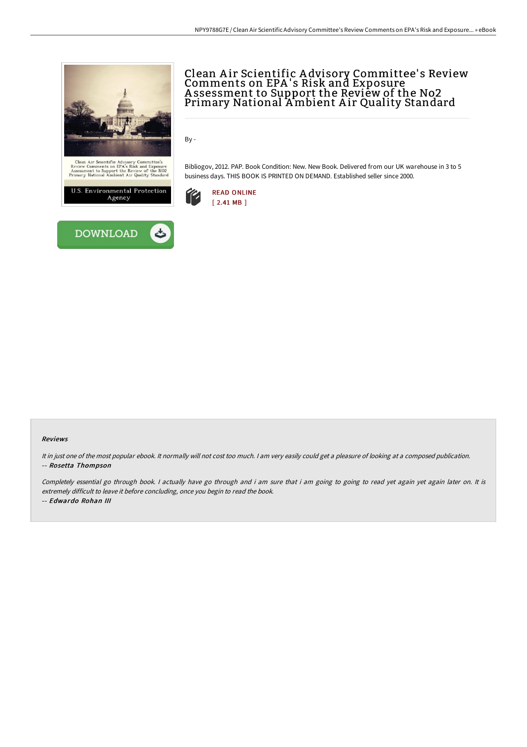# Clean Air Scientific Advisory Committee's Review Comments on EPA's Risk and Exposure Assessment to Support the Review of the No2 Primary National Ambient Air Quality Standard

By -

Bibliogov, 2012. PAP. Book Condition: New. New Book. Delivered from our UK warehouse in 3 to 5 business days. THIS BOOK IS PRINTED ON DEMAND. Established seller since 2000.

READ ONLINE
[ 2.41 MB ]

DOWNLOAD

#### Reviews

*It in just one of the most popular ebook. It normally will not cost too much. I am very easily could get a pleasure of looking at a composed publication.*
-- ***Rosetta Thompson***

*Completely essential go through book. I actually have go through and i am sure that i am going to going to read yet again yet again later on. It is extremely difficult to leave it before concluding, once you begin to read the book.*
-- ***Edwardo Rohan III***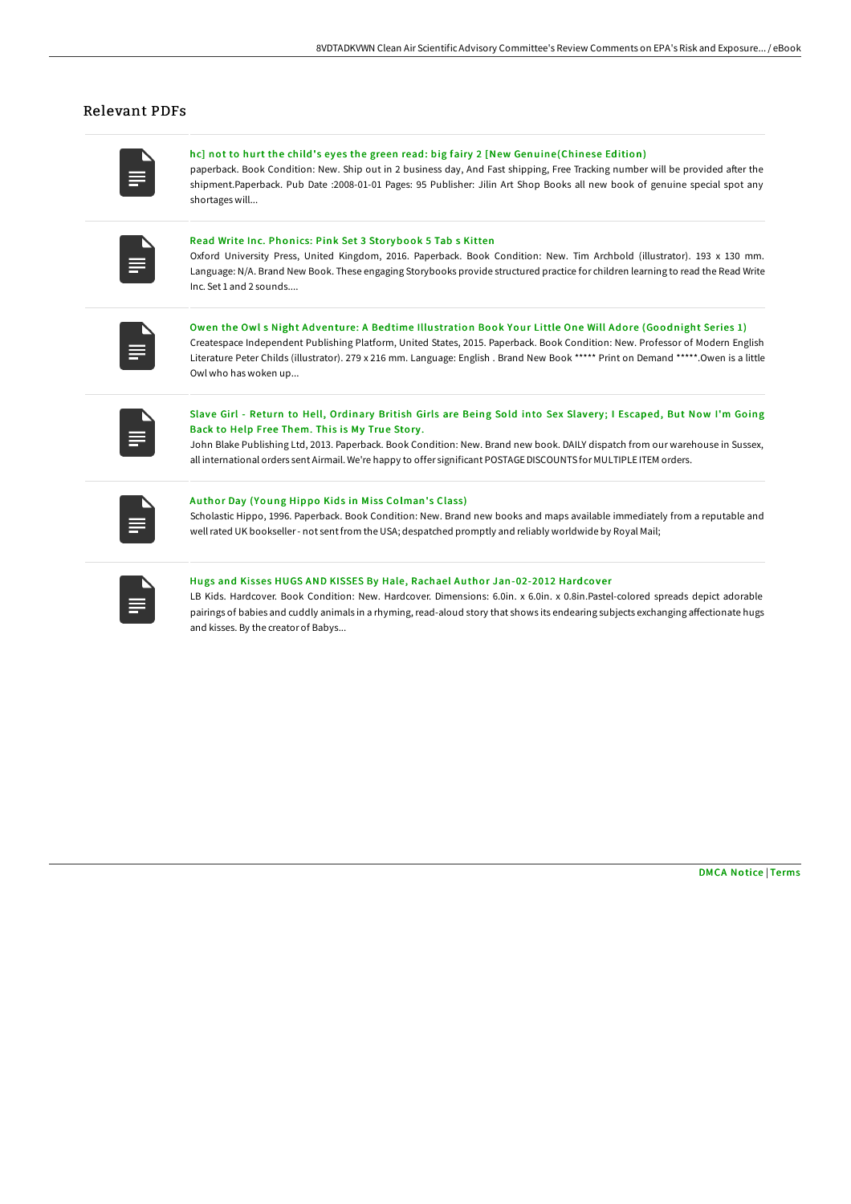## Relevant PDFs

**hc] not to hurt the child's eyes the green read: big fairy 2 [New Genuine(Chinese Edition)**

paperback. Book Condition: New. Ship out in 2 business day, And Fast shipping, Free Tracking number will be provided after the shipment.Paperback. Pub Date :2008-01-01 Pages: 95 Publisher: Jilin Art Shop Books all new book of genuine special spot any shortages will...

**Read Write Inc. Phonics: Pink Set 3 Storybook 5 Tab s Kitten**

Oxford University Press, United Kingdom, 2016. Paperback. Book Condition: New. Tim Archbold (illustrator). 193 x 130 mm. Language: N/A. Brand New Book. These engaging Storybooks provide structured practice for children learning to read the Read Write Inc. Set 1 and 2 sounds....

**Owen the Owl s Night Adventure: A Bedtime Illustration Book Your Little One Will Adore (Goodnight Series 1)**

Createspace Independent Publishing Platform, United States, 2015. Paperback. Book Condition: New. Professor of Modern English Literature Peter Childs (illustrator). 279 x 216 mm. Language: English . Brand New Book ***** Print on Demand *****.Owen is a little Owl who has woken up...

**Slave Girl - Return to Hell, Ordinary British Girls are Being Sold into Sex Slavery; I Escaped, But Now I'm Going Back to Help Free Them. This is My True Story.**

John Blake Publishing Ltd, 2013. Paperback. Book Condition: New. Brand new book. DAILY dispatch from our warehouse in Sussex, all international orders sent Airmail. We're happy to offer significant POSTAGE DISCOUNTS for MULTIPLE ITEM orders.

**Author Day (Young Hippo Kids in Miss Colman's Class)**

Scholastic Hippo, 1996. Paperback. Book Condition: New. Brand new books and maps available immediately from a reputable and well rated UK bookseller - not sent from the USA; despatched promptly and reliably worldwide by Royal Mail;

**Hugs and Kisses HUGS AND KISSES By Hale, Rachael Author Jan-02-2012 Hardcover**

LB Kids. Hardcover. Book Condition: New. Hardcover. Dimensions: 6.0in. x 6.0in. x 0.8in.Pastel-colored spreads depict adorable pairings of babies and cuddly animals in a rhyming, read-aloud story that shows its endearing subjects exchanging affectionate hugs and kisses. By the creator of Babys...

DMCA Notice | Terms